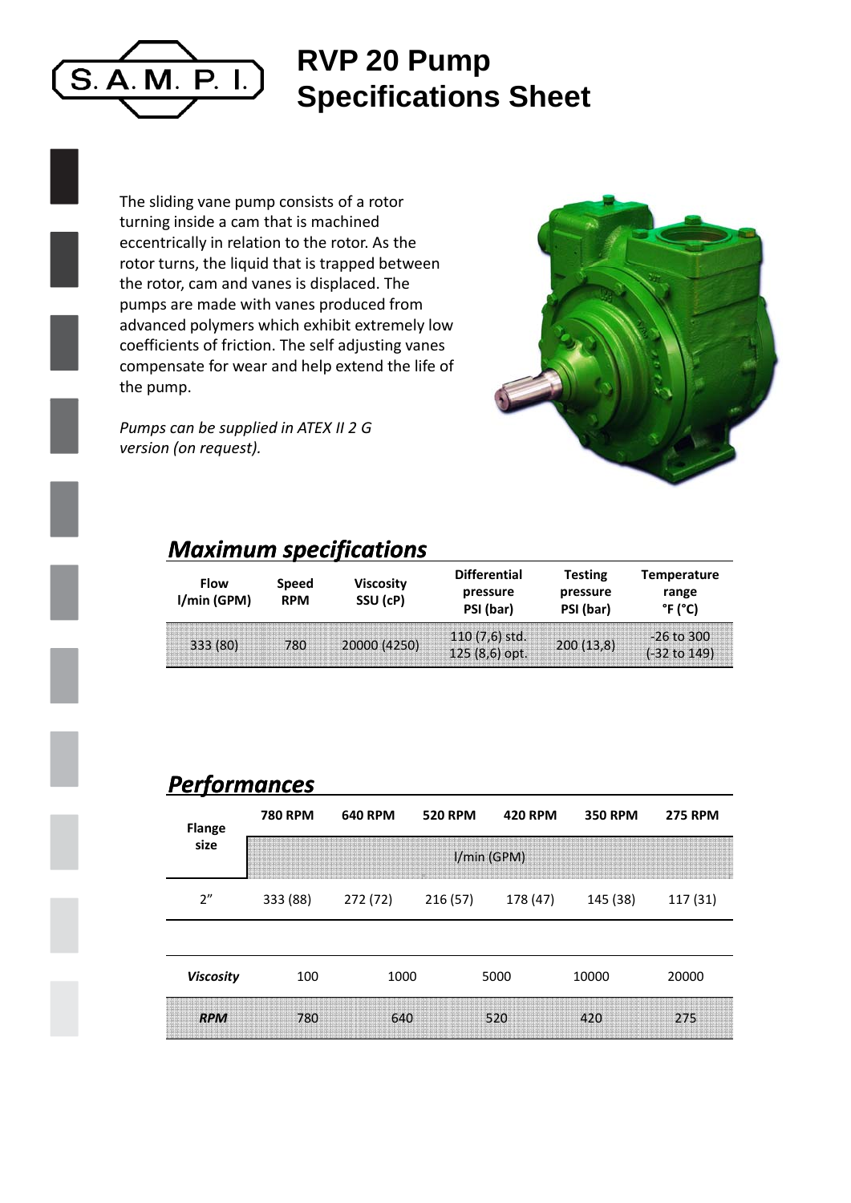# RVP 20 Pump Specifications Sheet

S.A.M.P.I.

The sliding vane pump consists of a rotor turning inside a cam that is machined eccentrically in relation to the rotor. As the rotor turns, the liquid that is trapped between the rotor, cam and vanes is displaced. The pumps are made with vanes produced from advanced polymers which exhibit extremely low coefficients of friction. The self adjusting vanes compensate for wear and help extend the life of the pump.

*Pumps can be supplied in ATEX II 2 G version (on request).*

## *Maximum specifications*

| Flow l/min (GPM) | Speed RPM | Viscosity SSU (cP) | Differential pressure PSI (bar) | Testing pressure PSI (bar) | Temperature range °F (°C) |
|---|---|---|---|---|---|
| 333 (80) | 780 | 20000 (4250) | 110 (7,6) std. 125 (8,6) opt. | 200 (13,8) | -26 to 300 (-32 to 149) |

## *Performances*

| Flange size | 780 RPM | 640 RPM | 520 RPM | 420 RPM | 350 RPM | 275 RPM |
|---|---|---|---|---|---|---|
| | l/min (GPM) | | | | | |
| 2" | 333 (88) | 272 (72) | 216 (57) | 178 (47) | 145 (38) | 117 (31) |

| *Viscosity* | 100 | 1000 | 5000 | 10000 | 20000 |
|---|---|---|---|---|---|
| ***RPM*** | 780 | 640 | 520 | 420 | 275 |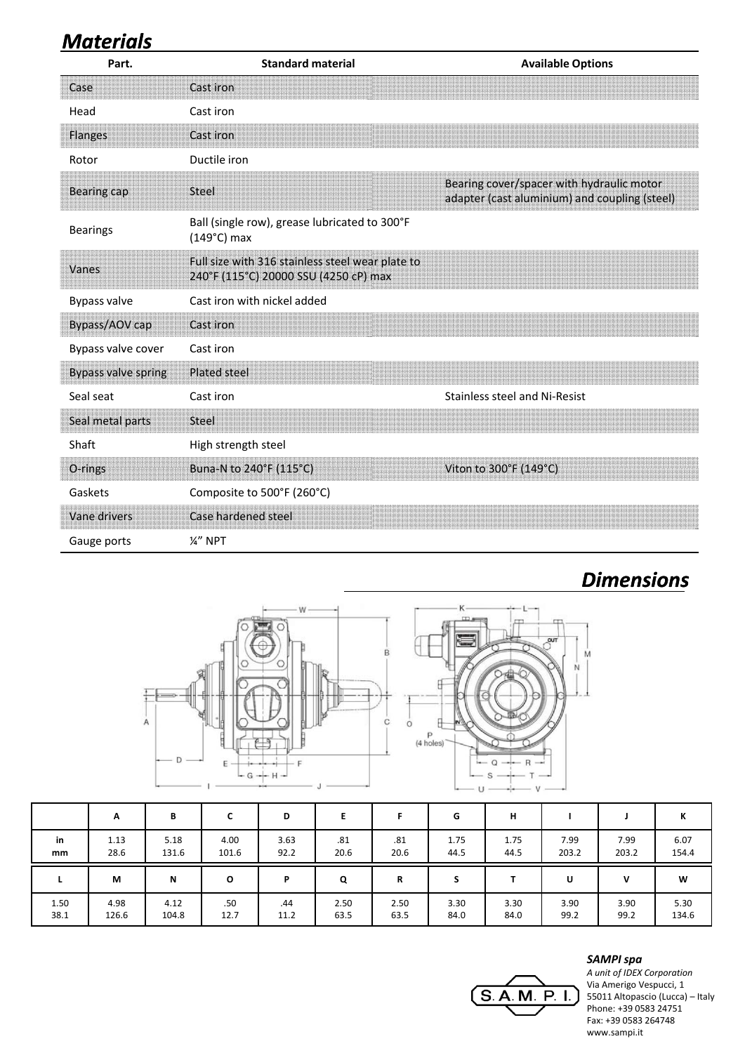## *Materials*

| Part. | Standard material | Available Options |
|---|---|---|
| Case | Cast iron | |
| Head | Cast iron | |
| Flanges | Cast iron | |
| Rotor | Ductile iron | |
| Bearing cap | Steel | Bearing cover/spacer with hydraulic motor adapter (cast aluminium) and coupling (steel) |
| Bearings | Ball (single row), grease lubricated to 300°F (149°C) max | |
| Vanes | Full size with 316 stainless steel wear plate to 240°F (115°C) 20000 SSU (4250 cP) max | |
| Bypass valve | Cast iron with nickel added | |
| Bypass/AOV cap | Cast iron | |
| Bypass valve cover | Cast iron | |
| Bypass valve spring | Plated steel | |
| Seal seat | Cast iron | Stainless steel and Ni-Resist |
| Seal metal parts | Steel | |
| Shaft | High strength steel | |
| O-rings | Buna-N to 240°F (115°C) | Viton to 300°F (149°C) |
| Gaskets | Composite to 500°F (260°C) | |
| Vane drivers | Case hardened steel | |
| Gauge ports | ¼" NPT | |

## *Dimensions*

W
B
A
C
D
E
F
G
H
I
J
K
L
OUT
M
N
O
P
(4 holes)
IN
Q
R
S
T
U
V

| | A | B | C | D | E | F | G | H | I | J | K |
|---|---|---|---|---|---|---|---|---|---|---|---|
| in | 1.13 | 5.18 | 4.00 | 3.63 | .81 | .81 | 1.75 | 1.75 | 7.99 | 7.99 | 6.07 |
| mm | 28.6 | 131.6 | 101.6 | 92.2 | 20.6 | 20.6 | 44.5 | 44.5 | 203.2 | 203.2 | 154.4 |

| L | M | N | O | P | Q | R | S | T | U | V | W |
|---|---|---|---|---|---|---|---|---|---|---|---|
| 1.50 | 4.98 | 4.12 | .50 | .44 | 2.50 | 2.50 | 3.30 | 3.30 | 3.90 | 3.90 | 5.30 |
| 38.1 | 126.6 | 104.8 | 12.7 | 11.2 | 63.5 | 63.5 | 84.0 | 84.0 | 99.2 | 99.2 | 134.6 |

S. A. M. P. I.

***SAMPI spa***
*A unit of IDEX Corporation*
Via Amerigo Vespucci, 1
55011 Altopascio (Lucca) – Italy
Phone: +39 0583 24751
Fax: +39 0583 264748
www.sampi.it